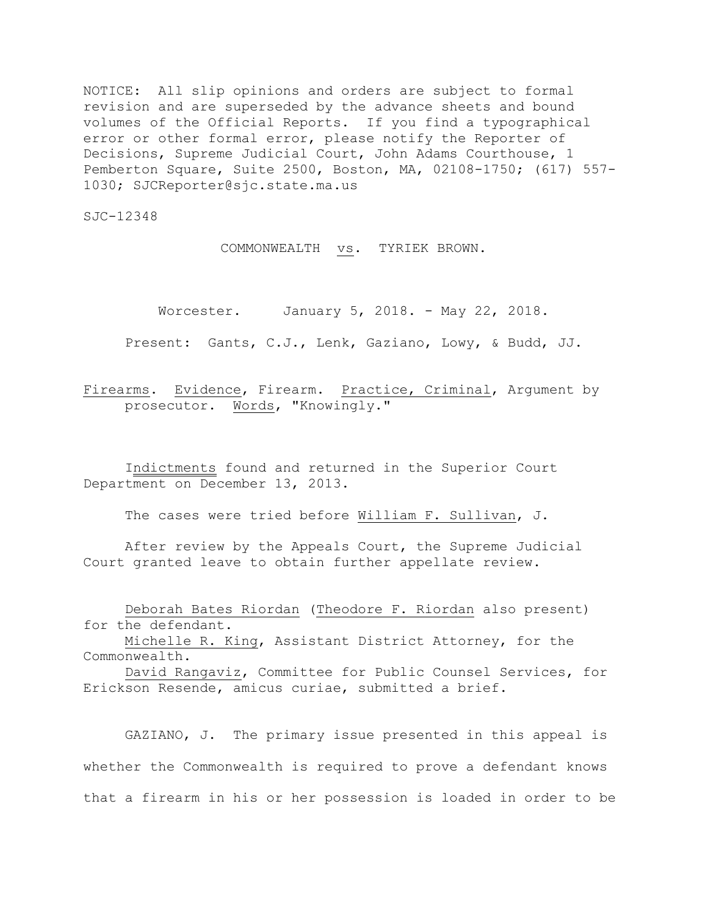NOTICE: All slip opinions and orders are subject to formal revision and are superseded by the advance sheets and bound volumes of the Official Reports. If you find a typographical error or other formal error, please notify the Reporter of Decisions, Supreme Judicial Court, John Adams Courthouse, 1 Pemberton Square, Suite 2500, Boston, MA, 02108-1750; (617) 557-1030; SJCReporter@sjc.state.ma.us

SJC-12348

COMMONWEALTH vs. TYRIEK BROWN.

Worcester. January 5, 2018. - May 22, 2018.

Present: Gants, C.J., Lenk, Gaziano, Lowy, & Budd, JJ.

Firearms. Evidence, Firearm. Practice, Criminal, Argument by prosecutor. Words, "Knowingly."

Indictments found and returned in the Superior Court Department on December 13, 2013.

The cases were tried before William F. Sullivan, J.

After review by the Appeals Court, the Supreme Judicial Court granted leave to obtain further appellate review.

Deborah Bates Riordan (Theodore F. Riordan also present) for the defendant.
Michelle R. King, Assistant District Attorney, for the Commonwealth.
David Rangaviz, Committee for Public Counsel Services, for Erickson Resende, amicus curiae, submitted a brief.

GAZIANO, J. The primary issue presented in this appeal is whether the Commonwealth is required to prove a defendant knows that a firearm in his or her possession is loaded in order to be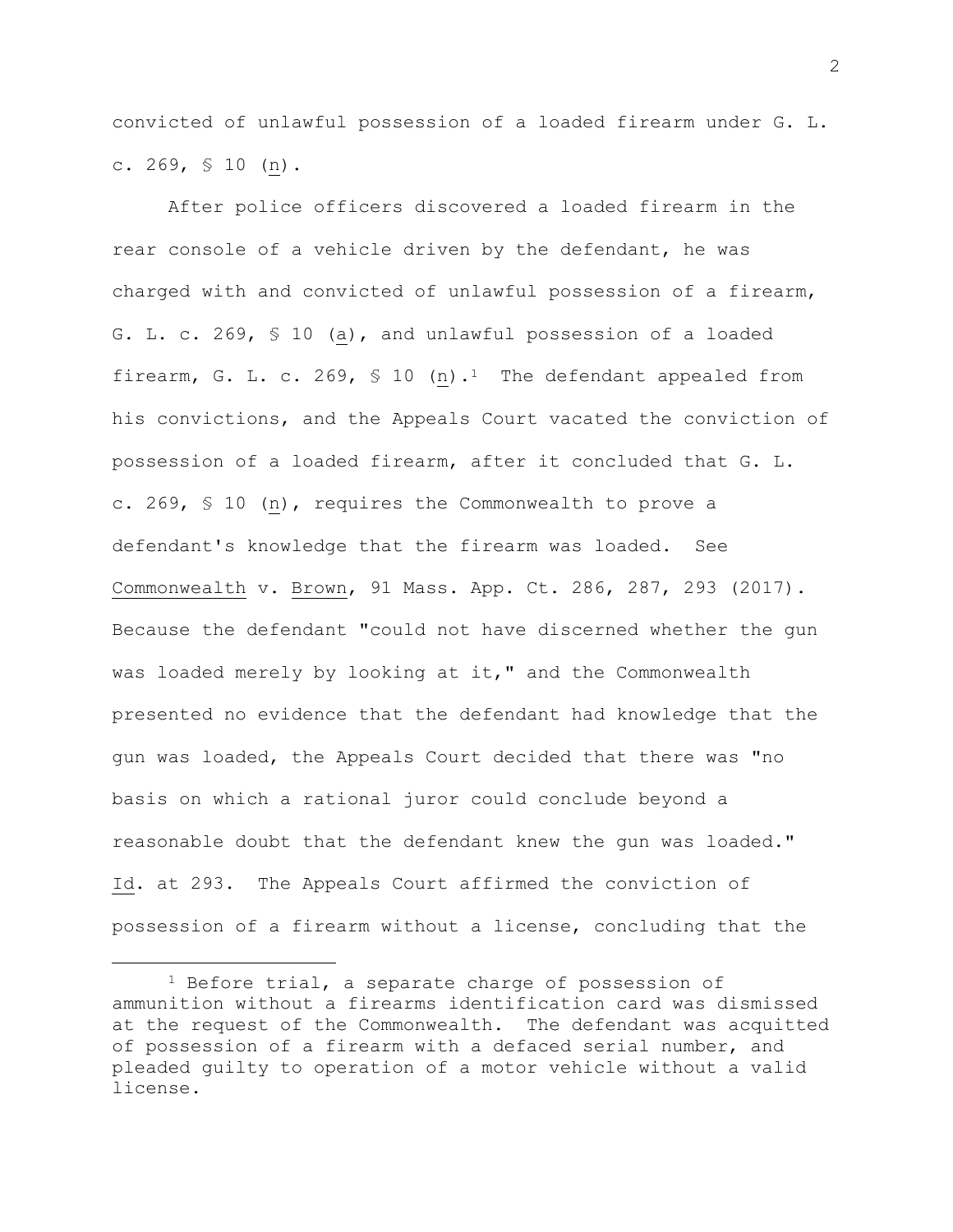convicted of unlawful possession of a loaded firearm under G. L. c. 269, § 10 (n).

After police officers discovered a loaded firearm in the rear console of a vehicle driven by the defendant, he was charged with and convicted of unlawful possession of a firearm, G. L. c. 269, § 10 (a), and unlawful possession of a loaded firearm, G. L. c. 269, § 10 (n).[1] The defendant appealed from his convictions, and the Appeals Court vacated the conviction of possession of a loaded firearm, after it concluded that G. L. c. 269, § 10 (n), requires the Commonwealth to prove a defendant's knowledge that the firearm was loaded. See Commonwealth v. Brown, 91 Mass. App. Ct. 286, 287, 293 (2017). Because the defendant "could not have discerned whether the gun was loaded merely by looking at it," and the Commonwealth presented no evidence that the defendant had knowledge that the gun was loaded, the Appeals Court decided that there was "no basis on which a rational juror could conclude beyond a reasonable doubt that the defendant knew the gun was loaded." Id. at 293. The Appeals Court affirmed the conviction of possession of a firearm without a license, concluding that the

---

[1] Before trial, a separate charge of possession of ammunition without a firearms identification card was dismissed at the request of the Commonwealth. The defendant was acquitted of possession of a firearm with a defaced serial number, and pleaded guilty to operation of a motor vehicle without a valid license.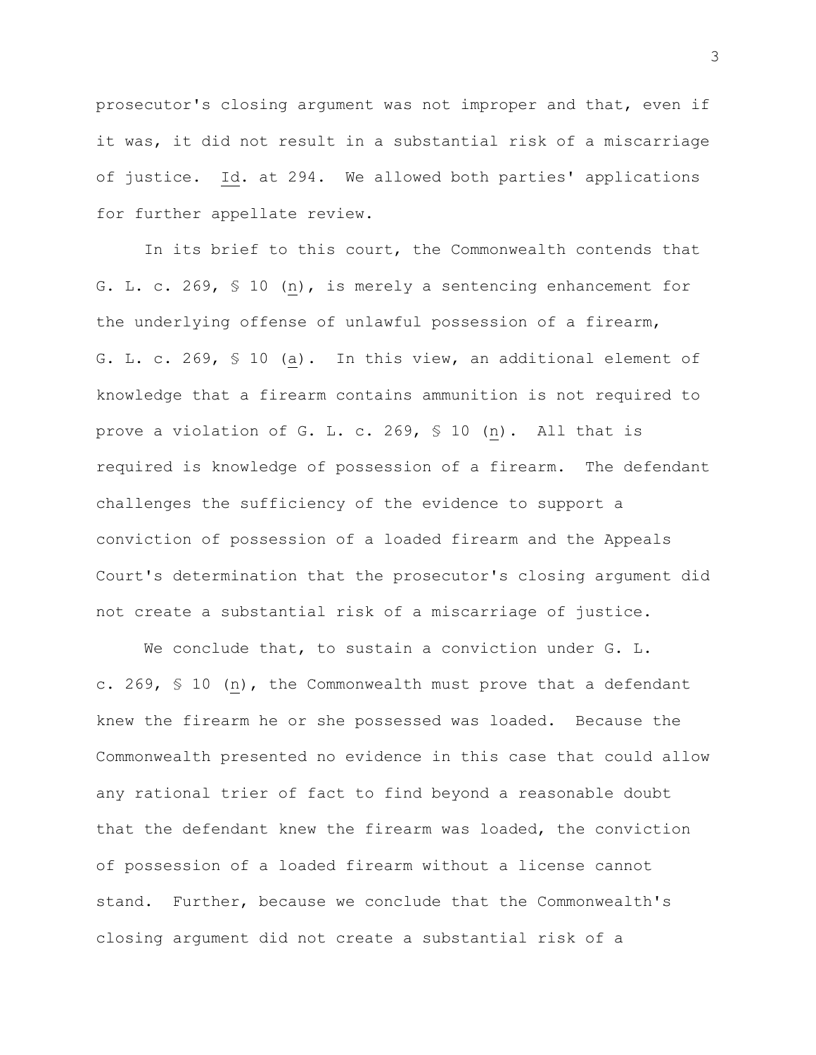prosecutor's closing argument was not improper and that, even if it was, it did not result in a substantial risk of a miscarriage of justice. _Id_. at 294. We allowed both parties' applications for further appellate review.

In its brief to this court, the Commonwealth contends that G. L. c. 269, § 10 (_n_), is merely a sentencing enhancement for the underlying offense of unlawful possession of a firearm, G. L. c. 269, § 10 (_a_). In this view, an additional element of knowledge that a firearm contains ammunition is not required to prove a violation of G. L. c. 269, § 10 (_n_). All that is required is knowledge of possession of a firearm. The defendant challenges the sufficiency of the evidence to support a conviction of possession of a loaded firearm and the Appeals Court's determination that the prosecutor's closing argument did not create a substantial risk of a miscarriage of justice.

We conclude that, to sustain a conviction under G. L. c. 269, § 10 (_n_), the Commonwealth must prove that a defendant knew the firearm he or she possessed was loaded. Because the Commonwealth presented no evidence in this case that could allow any rational trier of fact to find beyond a reasonable doubt that the defendant knew the firearm was loaded, the conviction of possession of a loaded firearm without a license cannot stand. Further, because we conclude that the Commonwealth's closing argument did not create a substantial risk of a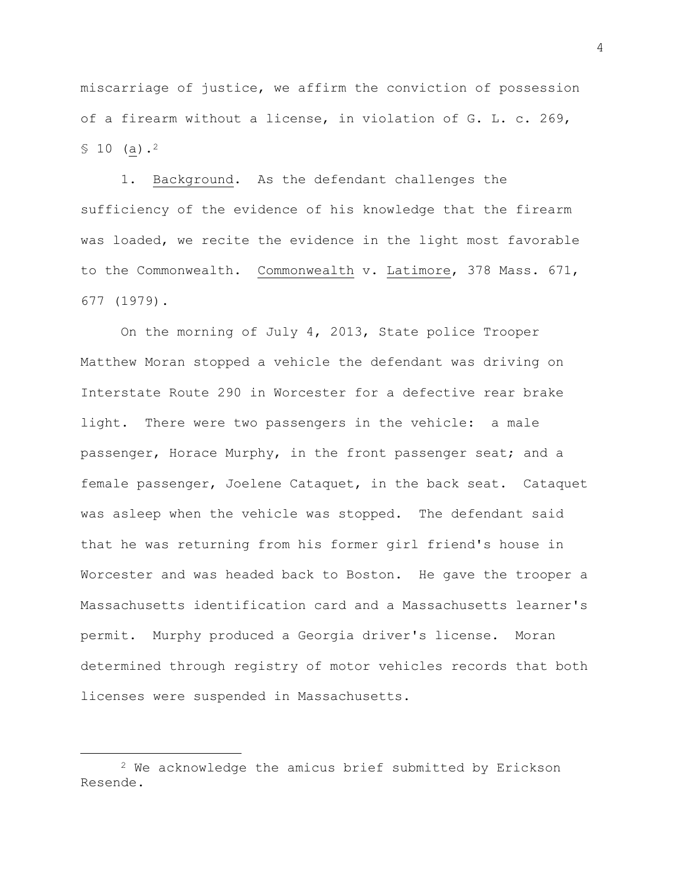miscarriage of justice, we affirm the conviction of possession of a firearm without a license, in violation of G. L. c. 269, § 10 (a).[2]

1. Background. As the defendant challenges the sufficiency of the evidence of his knowledge that the firearm was loaded, we recite the evidence in the light most favorable to the Commonwealth. Commonwealth v. Latimore, 378 Mass. 671, 677 (1979).

On the morning of July 4, 2013, State police Trooper Matthew Moran stopped a vehicle the defendant was driving on Interstate Route 290 in Worcester for a defective rear brake light. There were two passengers in the vehicle: a male passenger, Horace Murphy, in the front passenger seat; and a female passenger, Joelene Cataquet, in the back seat. Cataquet was asleep when the vehicle was stopped. The defendant said that he was returning from his former girl friend's house in Worcester and was headed back to Boston. He gave the trooper a Massachusetts identification card and a Massachusetts learner's permit. Murphy produced a Georgia driver's license. Moran determined through registry of motor vehicles records that both licenses were suspended in Massachusetts.

[2] We acknowledge the amicus brief submitted by Erickson Resende.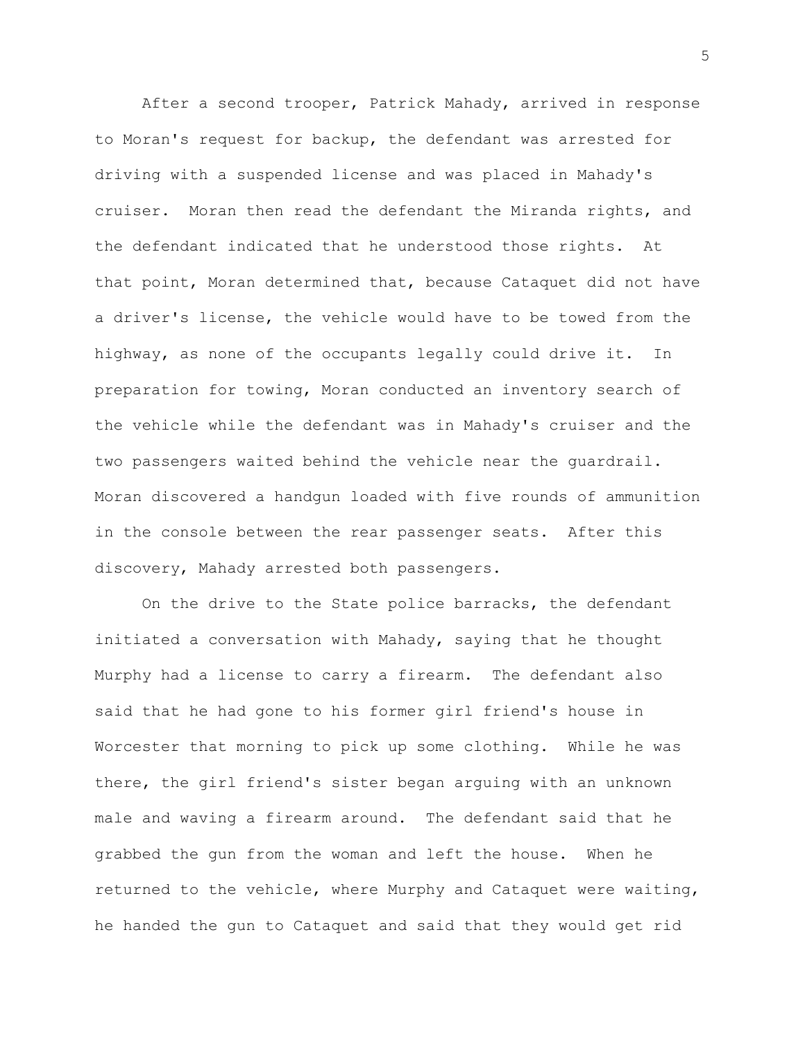After a second trooper, Patrick Mahady, arrived in response to Moran's request for backup, the defendant was arrested for driving with a suspended license and was placed in Mahady's cruiser. Moran then read the defendant the Miranda rights, and the defendant indicated that he understood those rights. At that point, Moran determined that, because Cataquet did not have a driver's license, the vehicle would have to be towed from the highway, as none of the occupants legally could drive it. In preparation for towing, Moran conducted an inventory search of the vehicle while the defendant was in Mahady's cruiser and the two passengers waited behind the vehicle near the guardrail. Moran discovered a handgun loaded with five rounds of ammunition in the console between the rear passenger seats. After this discovery, Mahady arrested both passengers.

On the drive to the State police barracks, the defendant initiated a conversation with Mahady, saying that he thought Murphy had a license to carry a firearm. The defendant also said that he had gone to his former girl friend's house in Worcester that morning to pick up some clothing. While he was there, the girl friend's sister began arguing with an unknown male and waving a firearm around. The defendant said that he grabbed the gun from the woman and left the house. When he returned to the vehicle, where Murphy and Cataquet were waiting, he handed the gun to Cataquet and said that they would get rid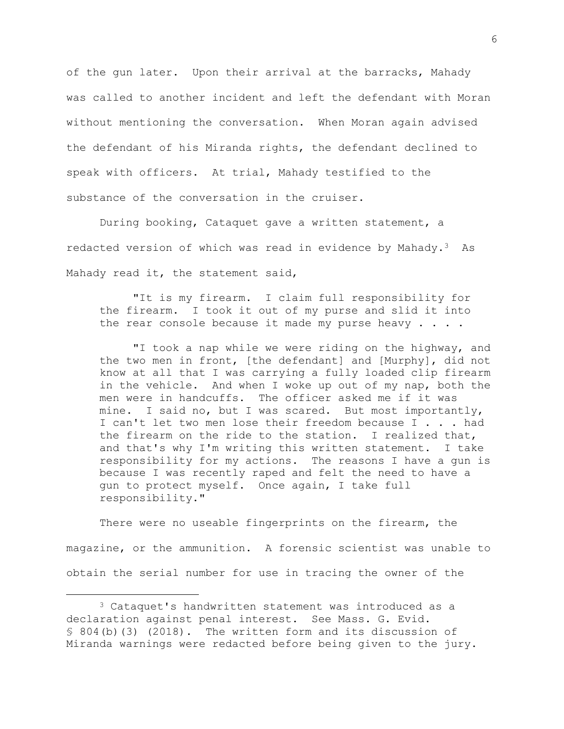of the gun later. Upon their arrival at the barracks, Mahady was called to another incident and left the defendant with Moran without mentioning the conversation. When Moran again advised the defendant of his Miranda rights, the defendant declined to speak with officers. At trial, Mahady testified to the substance of the conversation in the cruiser.

During booking, Cataquet gave a written statement, a redacted version of which was read in evidence by Mahady.[3] As Mahady read it, the statement said,

> "It is my firearm. I claim full responsibility for the firearm. I took it out of my purse and slid it into the rear console because it made my purse heavy . . . .
>
> "I took a nap while we were riding on the highway, and the two men in front, [the defendant] and [Murphy], did not know at all that I was carrying a fully loaded clip firearm in the vehicle. And when I woke up out of my nap, both the men were in handcuffs. The officer asked me if it was mine. I said no, but I was scared. But most importantly, I can't let two men lose their freedom because I . . . had the firearm on the ride to the station. I realized that, and that's why I'm writing this written statement. I take responsibility for my actions. The reasons I have a gun is because I was recently raped and felt the need to have a gun to protect myself. Once again, I take full responsibility."

There were no useable fingerprints on the firearm, the magazine, or the ammunition. A forensic scientist was unable to obtain the serial number for use in tracing the owner of the

---

[3] Cataquet's handwritten statement was introduced as a declaration against penal interest. See Mass. G. Evid. § 804(b)(3) (2018). The written form and its discussion of Miranda warnings were redacted before being given to the jury.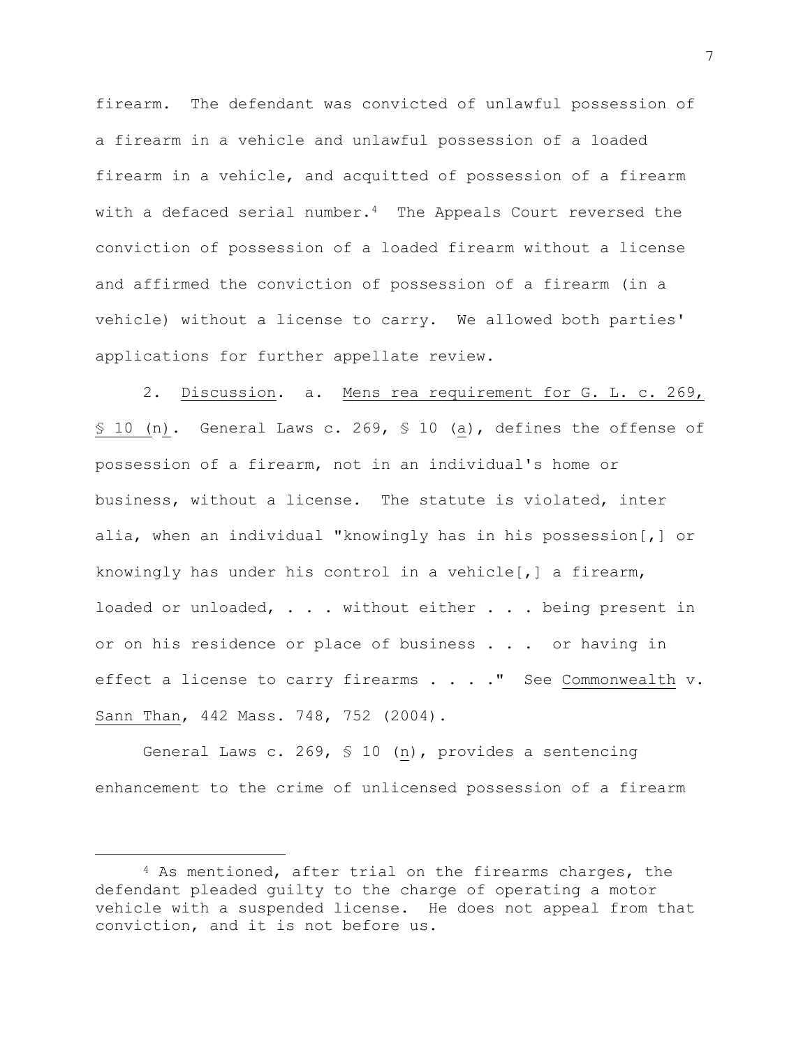firearm. The defendant was convicted of unlawful possession of a firearm in a vehicle and unlawful possession of a loaded firearm in a vehicle, and acquitted of possession of a firearm with a defaced serial number.[4] The Appeals Court reversed the conviction of possession of a loaded firearm without a license and affirmed the conviction of possession of a firearm (in a vehicle) without a license to carry. We allowed both parties' applications for further appellate review.

2. Discussion. a. Mens rea requirement for G. L. c. 269, § 10 (n). General Laws c. 269, § 10 (a), defines the offense of possession of a firearm, not in an individual's home or business, without a license. The statute is violated, inter alia, when an individual "knowingly has in his possession[,] or knowingly has under his control in a vehicle[,] a firearm, loaded or unloaded, . . . without either . . . being present in or on his residence or place of business . . . or having in effect a license to carry firearms . . . ." See Commonwealth v. Sann Than, 442 Mass. 748, 752 (2004).

General Laws c. 269, § 10 (n), provides a sentencing enhancement to the crime of unlicensed possession of a firearm

---

[4] As mentioned, after trial on the firearms charges, the defendant pleaded guilty to the charge of operating a motor vehicle with a suspended license. He does not appeal from that conviction, and it is not before us.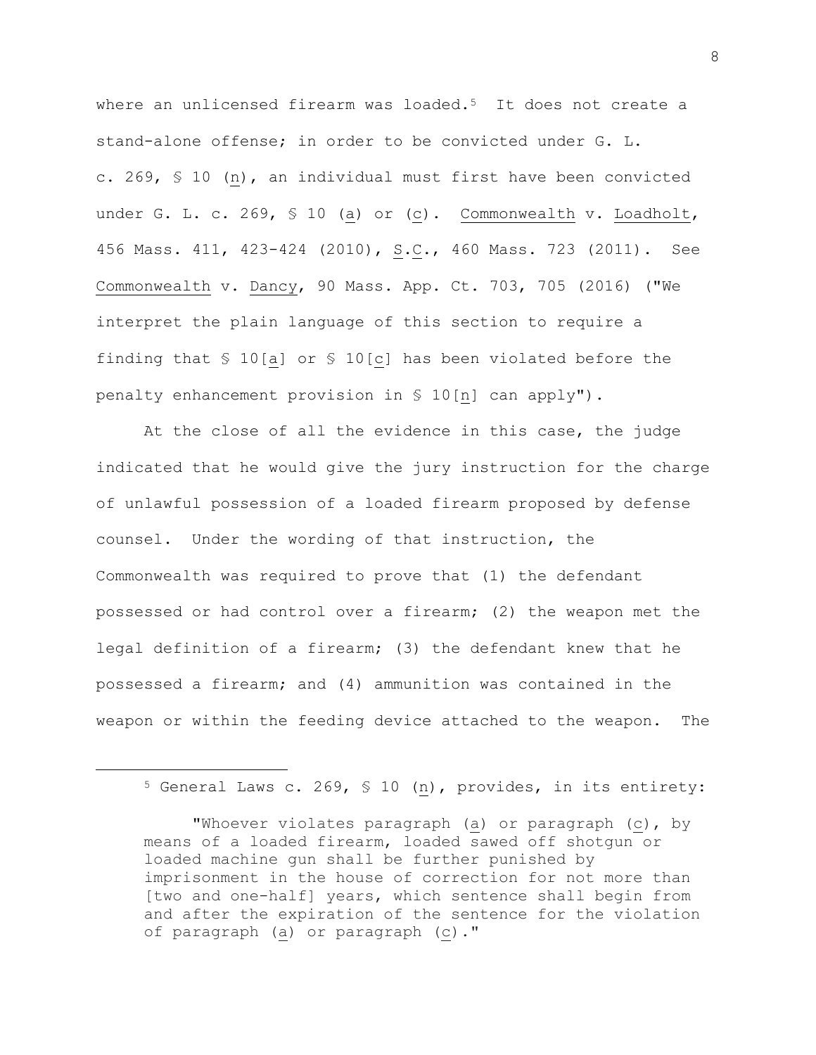where an unlicensed firearm was loaded.[5] It does not create a stand-alone offense; in order to be convicted under G. L. c. 269, § 10 (n), an individual must first have been convicted under G. L. c. 269, § 10 (a) or (c). Commonwealth v. Loadholt, 456 Mass. 411, 423-424 (2010), S.C., 460 Mass. 723 (2011). See Commonwealth v. Dancy, 90 Mass. App. Ct. 703, 705 (2016) ("We interpret the plain language of this section to require a finding that § 10[a] or § 10[c] has been violated before the penalty enhancement provision in § 10[n] can apply").

At the close of all the evidence in this case, the judge indicated that he would give the jury instruction for the charge of unlawful possession of a loaded firearm proposed by defense counsel. Under the wording of that instruction, the Commonwealth was required to prove that (1) the defendant possessed or had control over a firearm; (2) the weapon met the legal definition of a firearm; (3) the defendant knew that he possessed a firearm; and (4) ammunition was contained in the weapon or within the feeding device attached to the weapon. The

---

[5] General Laws c. 269, § 10 (n), provides, in its entirety:

> "Whoever violates paragraph (a) or paragraph (c), by means of a loaded firearm, loaded sawed off shotgun or loaded machine gun shall be further punished by imprisonment in the house of correction for not more than [two and one-half] years, which sentence shall begin from and after the expiration of the sentence for the violation of paragraph (a) or paragraph (c)."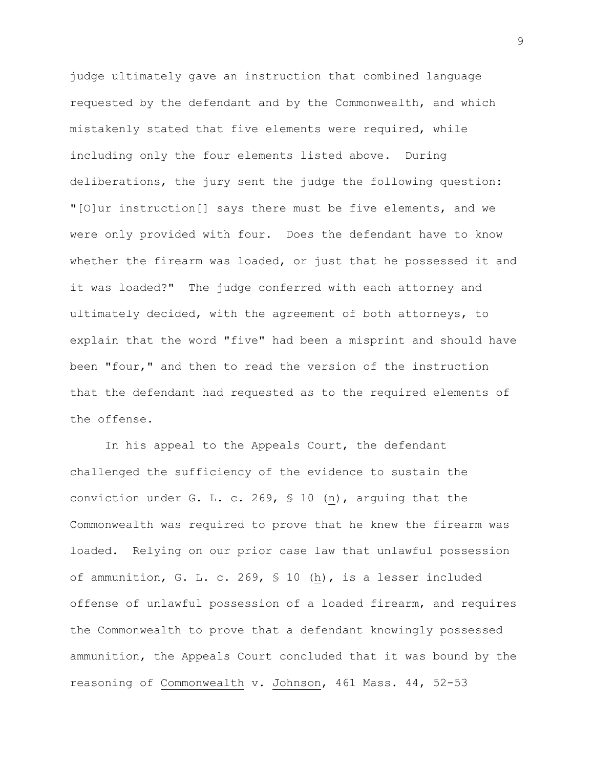judge ultimately gave an instruction that combined language requested by the defendant and by the Commonwealth, and which mistakenly stated that five elements were required, while including only the four elements listed above. During deliberations, the jury sent the judge the following question: "[O]ur instruction[] says there must be five elements, and we were only provided with four. Does the defendant have to know whether the firearm was loaded, or just that he possessed it and it was loaded?" The judge conferred with each attorney and ultimately decided, with the agreement of both attorneys, to explain that the word "five" had been a misprint and should have been "four," and then to read the version of the instruction that the defendant had requested as to the required elements of the offense.

In his appeal to the Appeals Court, the defendant challenged the sufficiency of the evidence to sustain the conviction under G. L. c. 269, § 10 (n), arguing that the Commonwealth was required to prove that he knew the firearm was loaded. Relying on our prior case law that unlawful possession of ammunition, G. L. c. 269, § 10 (h), is a lesser included offense of unlawful possession of a loaded firearm, and requires the Commonwealth to prove that a defendant knowingly possessed ammunition, the Appeals Court concluded that it was bound by the reasoning of Commonwealth v. Johnson, 461 Mass. 44, 52-53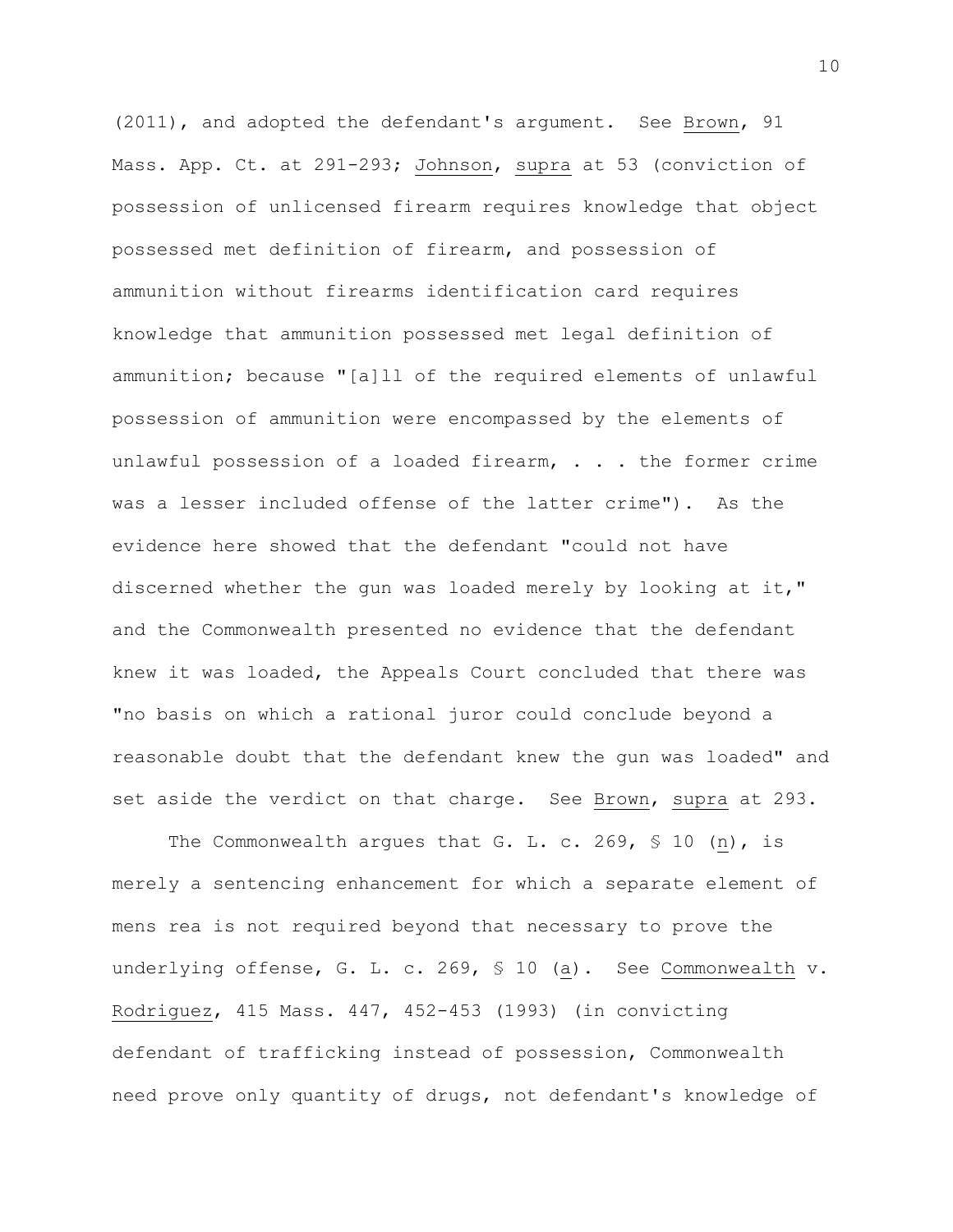(2011), and adopted the defendant's argument. See _Brown_, 91 Mass. App. Ct. at 291-293; _Johnson_, _supra_ at 53 (conviction of possession of unlicensed firearm requires knowledge that object possessed met definition of firearm, and possession of ammunition without firearms identification card requires knowledge that ammunition possessed met legal definition of ammunition; because "[a]ll of the required elements of unlawful possession of ammunition were encompassed by the elements of unlawful possession of a loaded firearm, . . . the former crime was a lesser included offense of the latter crime"). As the evidence here showed that the defendant "could not have discerned whether the gun was loaded merely by looking at it," and the Commonwealth presented no evidence that the defendant knew it was loaded, the Appeals Court concluded that there was "no basis on which a rational juror could conclude beyond a reasonable doubt that the defendant knew the gun was loaded" and set aside the verdict on that charge. See _Brown_, _supra_ at 293.

The Commonwealth argues that G. L. c. 269, § 10 (_n_), is merely a sentencing enhancement for which a separate element of mens rea is not required beyond that necessary to prove the underlying offense, G. L. c. 269, § 10 (_a_). See _Commonwealth_ v. _Rodriguez_, 415 Mass. 447, 452-453 (1993) (in convicting defendant of trafficking instead of possession, Commonwealth need prove only quantity of drugs, not defendant's knowledge of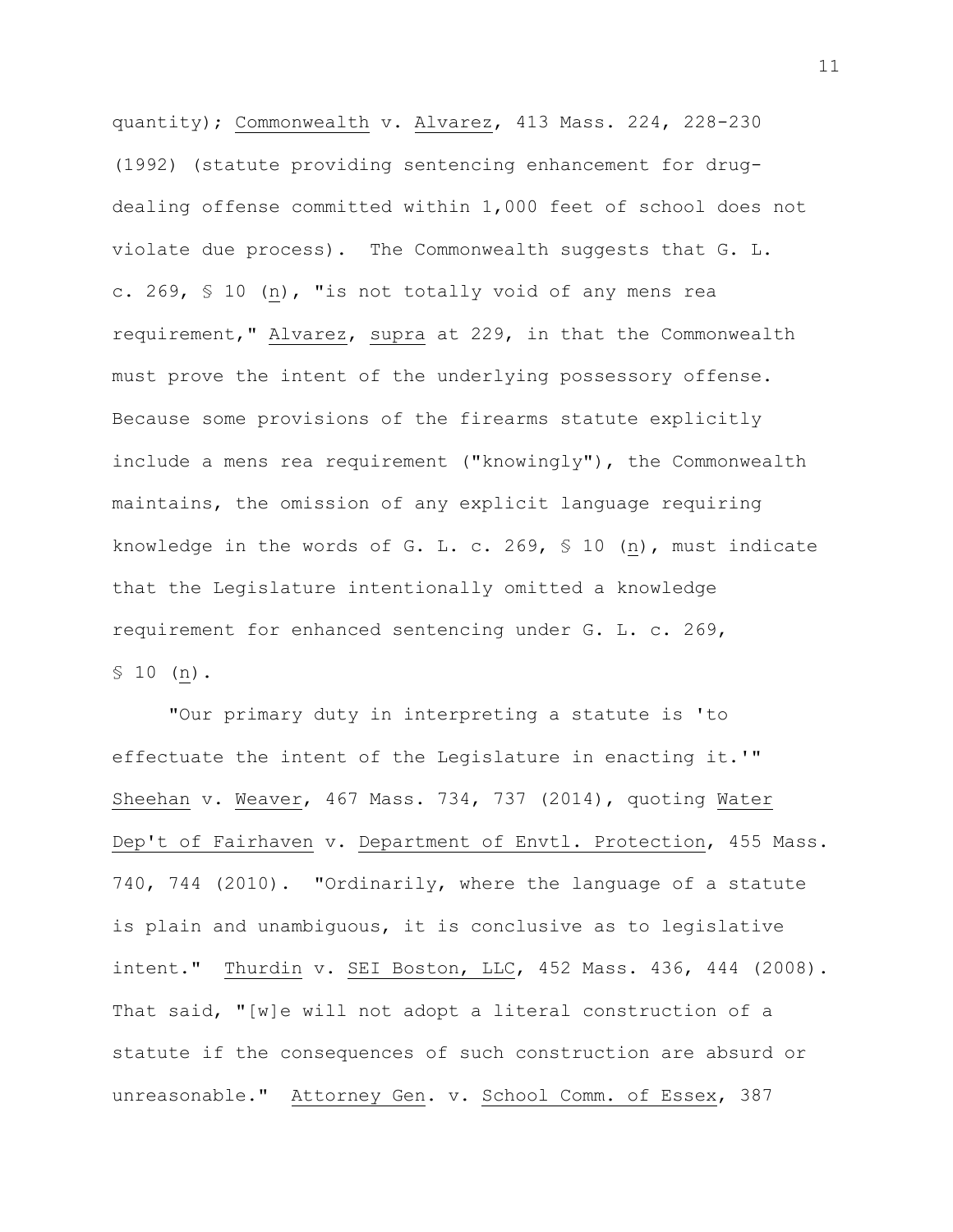quantity); Commonwealth v. Alvarez, 413 Mass. 224, 228-230 (1992) (statute providing sentencing enhancement for drug-dealing offense committed within 1,000 feet of school does not violate due process). The Commonwealth suggests that G. L. c. 269, § 10 (n), "is not totally void of any mens rea requirement," Alvarez, supra at 229, in that the Commonwealth must prove the intent of the underlying possessory offense. Because some provisions of the firearms statute explicitly include a mens rea requirement ("knowingly"), the Commonwealth maintains, the omission of any explicit language requiring knowledge in the words of G. L. c. 269, § 10 (n), must indicate that the Legislature intentionally omitted a knowledge requirement for enhanced sentencing under G. L. c. 269, § 10 (n).

"Our primary duty in interpreting a statute is 'to effectuate the intent of the Legislature in enacting it.'" Sheehan v. Weaver, 467 Mass. 734, 737 (2014), quoting Water Dep't of Fairhaven v. Department of Envtl. Protection, 455 Mass. 740, 744 (2010). "Ordinarily, where the language of a statute is plain and unambiguous, it is conclusive as to legislative intent." Thurdin v. SEI Boston, LLC, 452 Mass. 436, 444 (2008). That said, "[w]e will not adopt a literal construction of a statute if the consequences of such construction are absurd or unreasonable." Attorney Gen. v. School Comm. of Essex, 387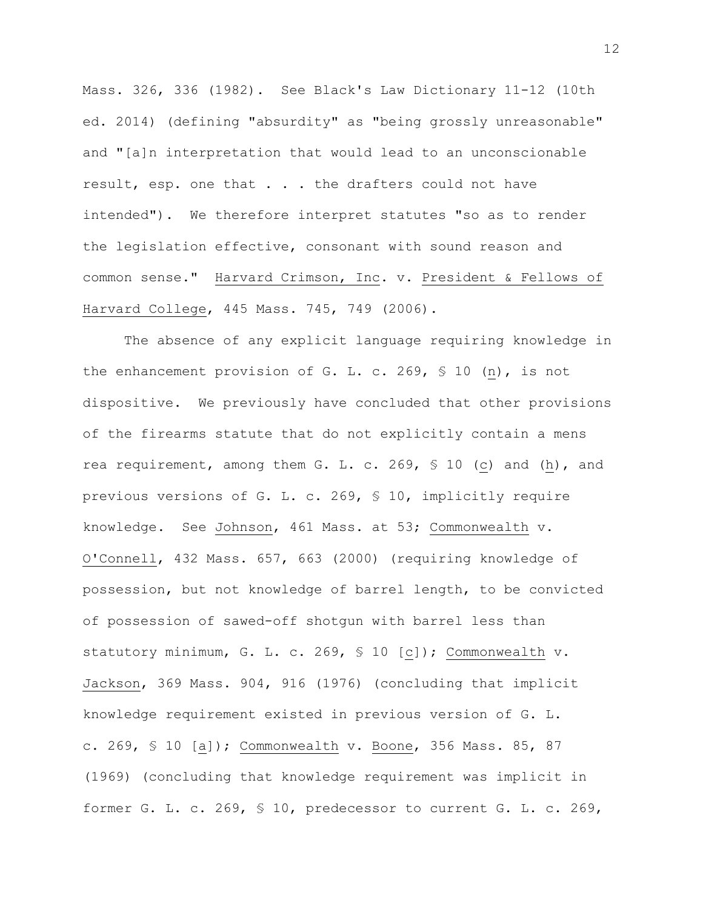Mass. 326, 336 (1982). See Black's Law Dictionary 11-12 (10th ed. 2014) (defining "absurdity" as "being grossly unreasonable" and "[a]n interpretation that would lead to an unconscionable result, esp. one that . . . the drafters could not have intended"). We therefore interpret statutes "so as to render the legislation effective, consonant with sound reason and common sense." Harvard Crimson, Inc. v. President & Fellows of Harvard College, 445 Mass. 745, 749 (2006).

The absence of any explicit language requiring knowledge in the enhancement provision of G. L. c. 269, § 10 (n), is not dispositive. We previously have concluded that other provisions of the firearms statute that do not explicitly contain a mens rea requirement, among them G. L. c. 269, § 10 (c) and (h), and previous versions of G. L. c. 269, § 10, implicitly require knowledge. See Johnson, 461 Mass. at 53; Commonwealth v. O'Connell, 432 Mass. 657, 663 (2000) (requiring knowledge of possession, but not knowledge of barrel length, to be convicted of possession of sawed-off shotgun with barrel less than statutory minimum, G. L. c. 269, § 10 [c]); Commonwealth v. Jackson, 369 Mass. 904, 916 (1976) (concluding that implicit knowledge requirement existed in previous version of G. L. c. 269, § 10 [a]); Commonwealth v. Boone, 356 Mass. 85, 87 (1969) (concluding that knowledge requirement was implicit in former G. L. c. 269, § 10, predecessor to current G. L. c. 269,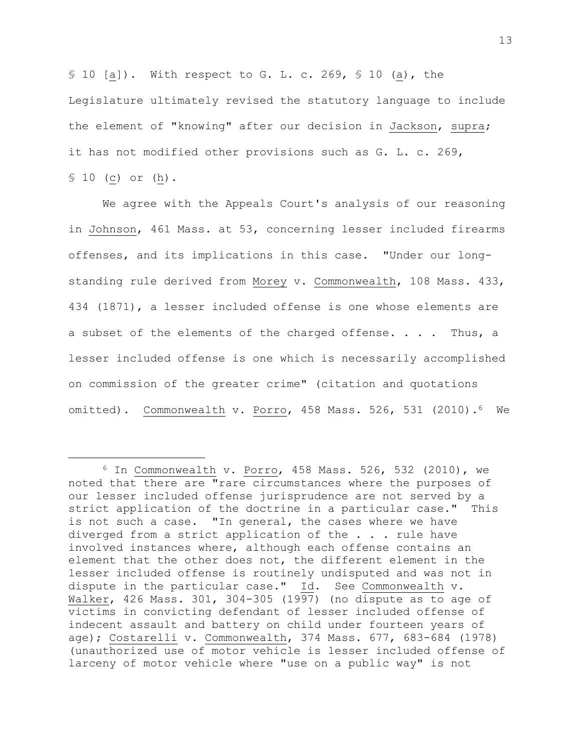§ 10 [a]). With respect to G. L. c. 269, § 10 (a), the Legislature ultimately revised the statutory language to include the element of "knowing" after our decision in Jackson, supra; it has not modified other provisions such as G. L. c. 269, § 10 (c) or (h).

We agree with the Appeals Court's analysis of our reasoning in Johnson, 461 Mass. at 53, concerning lesser included firearms offenses, and its implications in this case. "Under our long-standing rule derived from Morey v. Commonwealth, 108 Mass. 433, 434 (1871), a lesser included offense is one whose elements are a subset of the elements of the charged offense. . . . Thus, a lesser included offense is one which is necessarily accomplished on commission of the greater crime" (citation and quotations omitted). Commonwealth v. Porro, 458 Mass. 526, 531 (2010).[6] We

[6] In Commonwealth v. Porro, 458 Mass. 526, 532 (2010), we noted that there are "rare circumstances where the purposes of our lesser included offense jurisprudence are not served by a strict application of the doctrine in a particular case." This is not such a case. "In general, the cases where we have diverged from a strict application of the . . . rule have involved instances where, although each offense contains an element that the other does not, the different element in the lesser included offense is routinely undisputed and was not in dispute in the particular case." Id. See Commonwealth v. Walker, 426 Mass. 301, 304-305 (1997) (no dispute as to age of victims in convicting defendant of lesser included offense of indecent assault and battery on child under fourteen years of age); Costarelli v. Commonwealth, 374 Mass. 677, 683-684 (1978) (unauthorized use of motor vehicle is lesser included offense of larceny of motor vehicle where "use on a public way" is not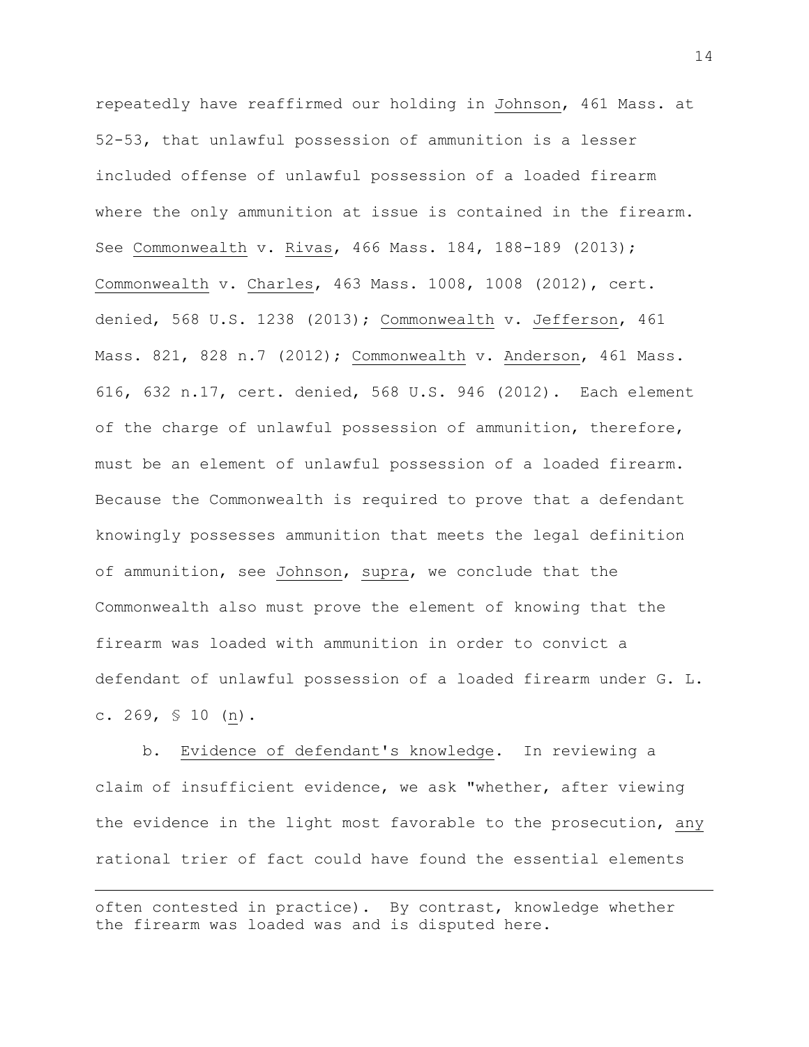repeatedly have reaffirmed our holding in Johnson, 461 Mass. at 52-53, that unlawful possession of ammunition is a lesser included offense of unlawful possession of a loaded firearm where the only ammunition at issue is contained in the firearm. See Commonwealth v. Rivas, 466 Mass. 184, 188-189 (2013); Commonwealth v. Charles, 463 Mass. 1008, 1008 (2012), cert. denied, 568 U.S. 1238 (2013); Commonwealth v. Jefferson, 461 Mass. 821, 828 n.7 (2012); Commonwealth v. Anderson, 461 Mass. 616, 632 n.17, cert. denied, 568 U.S. 946 (2012). Each element of the charge of unlawful possession of ammunition, therefore, must be an element of unlawful possession of a loaded firearm. Because the Commonwealth is required to prove that a defendant knowingly possesses ammunition that meets the legal definition of ammunition, see Johnson, supra, we conclude that the Commonwealth also must prove the element of knowing that the firearm was loaded with ammunition in order to convict a defendant of unlawful possession of a loaded firearm under G. L. c. 269, § 10 (n).

b. Evidence of defendant's knowledge. In reviewing a claim of insufficient evidence, we ask "whether, after viewing the evidence in the light most favorable to the prosecution, *any* rational trier of fact could have found the essential elements

---

often contested in practice). By contrast, knowledge whether the firearm was loaded was and is disputed here.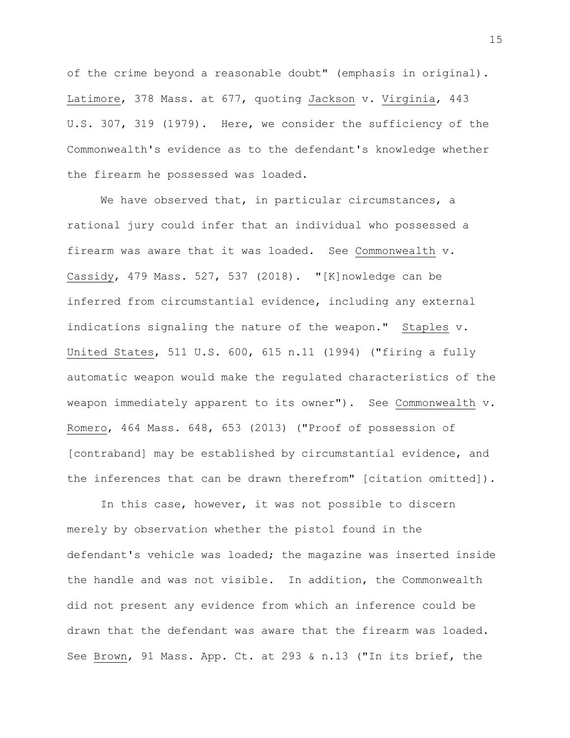of the crime beyond a reasonable doubt" (emphasis in original). Latimore, 378 Mass. at 677, quoting Jackson v. Virginia, 443 U.S. 307, 319 (1979). Here, we consider the sufficiency of the Commonwealth's evidence as to the defendant's knowledge whether the firearm he possessed was loaded.

We have observed that, in particular circumstances, a rational jury could infer that an individual who possessed a firearm was aware that it was loaded. See Commonwealth v. Cassidy, 479 Mass. 527, 537 (2018). "[K]nowledge can be inferred from circumstantial evidence, including any external indications signaling the nature of the weapon." Staples v. United States, 511 U.S. 600, 615 n.11 (1994) ("firing a fully automatic weapon would make the regulated characteristics of the weapon immediately apparent to its owner"). See Commonwealth v. Romero, 464 Mass. 648, 653 (2013) ("Proof of possession of [contraband] may be established by circumstantial evidence, and the inferences that can be drawn therefrom" [citation omitted]).

In this case, however, it was not possible to discern merely by observation whether the pistol found in the defendant's vehicle was loaded; the magazine was inserted inside the handle and was not visible. In addition, the Commonwealth did not present any evidence from which an inference could be drawn that the defendant was aware that the firearm was loaded. See Brown, 91 Mass. App. Ct. at 293 & n.13 ("In its brief, the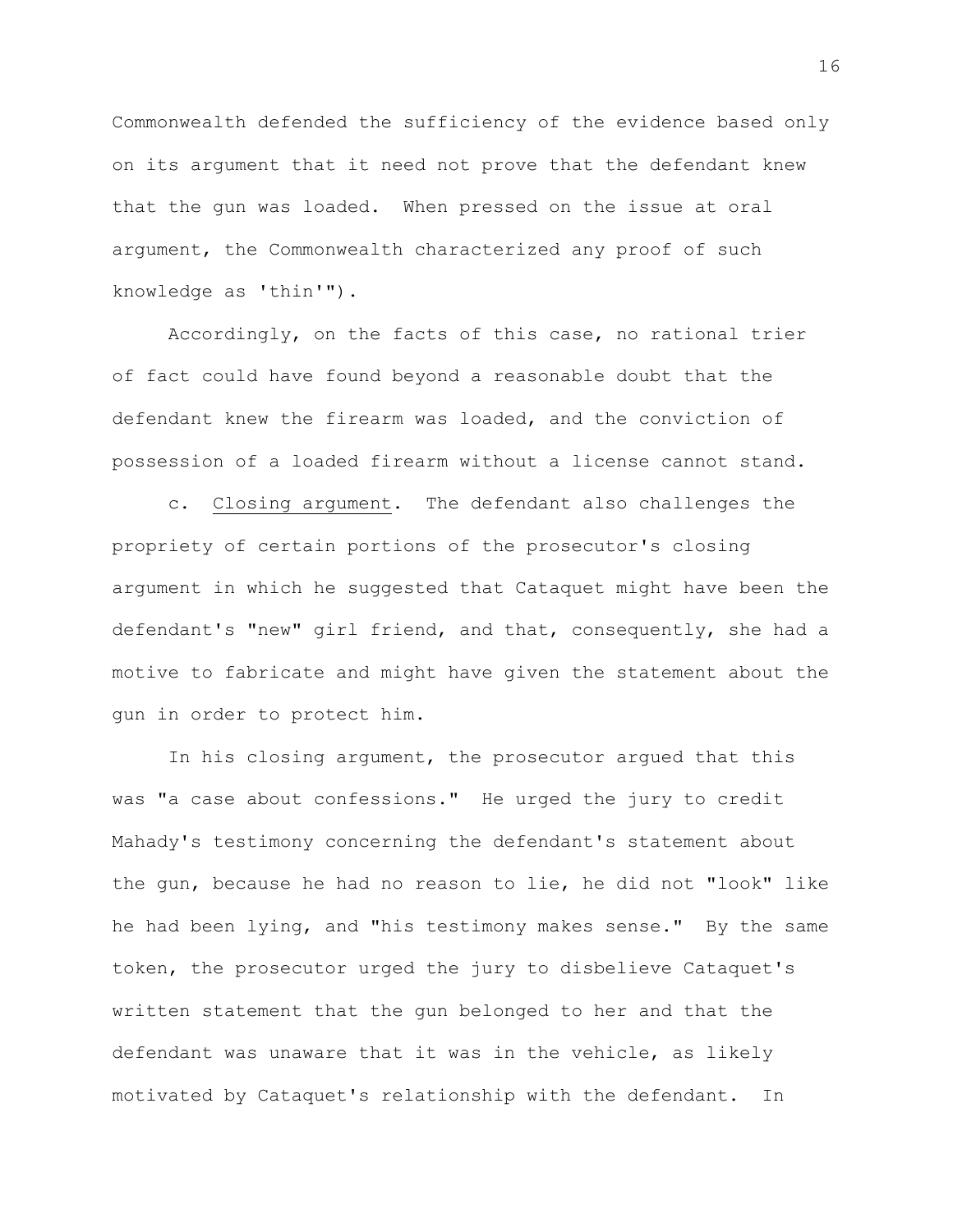Commonwealth defended the sufficiency of the evidence based only on its argument that it need not prove that the defendant knew that the gun was loaded. When pressed on the issue at oral argument, the Commonwealth characterized any proof of such knowledge as 'thin'").

Accordingly, on the facts of this case, no rational trier of fact could have found beyond a reasonable doubt that the defendant knew the firearm was loaded, and the conviction of possession of a loaded firearm without a license cannot stand.

c. Closing argument. The defendant also challenges the propriety of certain portions of the prosecutor's closing argument in which he suggested that Cataquet might have been the defendant's "new" girl friend, and that, consequently, she had a motive to fabricate and might have given the statement about the gun in order to protect him.

In his closing argument, the prosecutor argued that this was "a case about confessions." He urged the jury to credit Mahady's testimony concerning the defendant's statement about the gun, because he had no reason to lie, he did not "look" like he had been lying, and "his testimony makes sense." By the same token, the prosecutor urged the jury to disbelieve Cataquet's written statement that the gun belonged to her and that the defendant was unaware that it was in the vehicle, as likely motivated by Cataquet's relationship with the defendant. In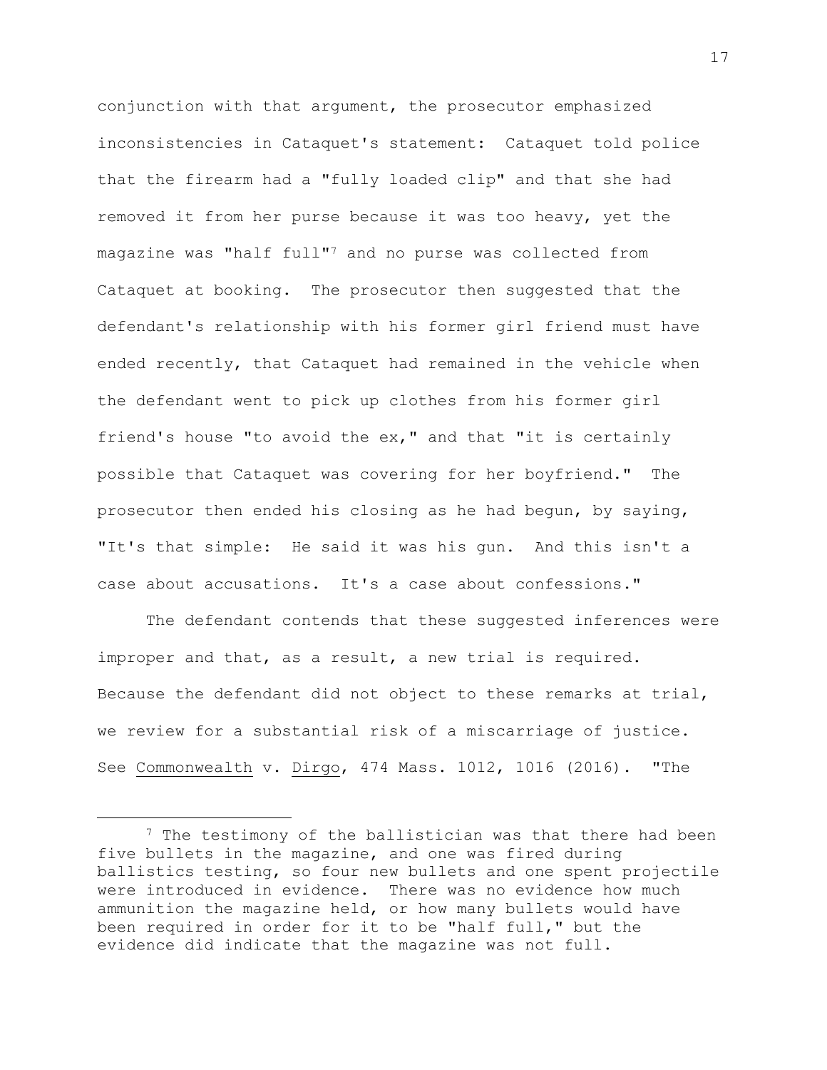conjunction with that argument, the prosecutor emphasized inconsistencies in Cataquet's statement: Cataquet told police that the firearm had a "fully loaded clip" and that she had removed it from her purse because it was too heavy, yet the magazine was "half full"[7] and no purse was collected from Cataquet at booking. The prosecutor then suggested that the defendant's relationship with his former girl friend must have ended recently, that Cataquet had remained in the vehicle when the defendant went to pick up clothes from his former girl friend's house "to avoid the ex," and that "it is certainly possible that Cataquet was covering for her boyfriend." The prosecutor then ended his closing as he had begun, by saying, "It's that simple: He said it was his gun. And this isn't a case about accusations. It's a case about confessions."

The defendant contends that these suggested inferences were improper and that, as a result, a new trial is required. Because the defendant did not object to these remarks at trial, we review for a substantial risk of a miscarriage of justice. See Commonwealth v. Dirgo, 474 Mass. 1012, 1016 (2016). "The

---

[7] The testimony of the ballistician was that there had been five bullets in the magazine, and one was fired during ballistics testing, so four new bullets and one spent projectile were introduced in evidence. There was no evidence how much ammunition the magazine held, or how many bullets would have been required in order for it to be "half full," but the evidence did indicate that the magazine was not full.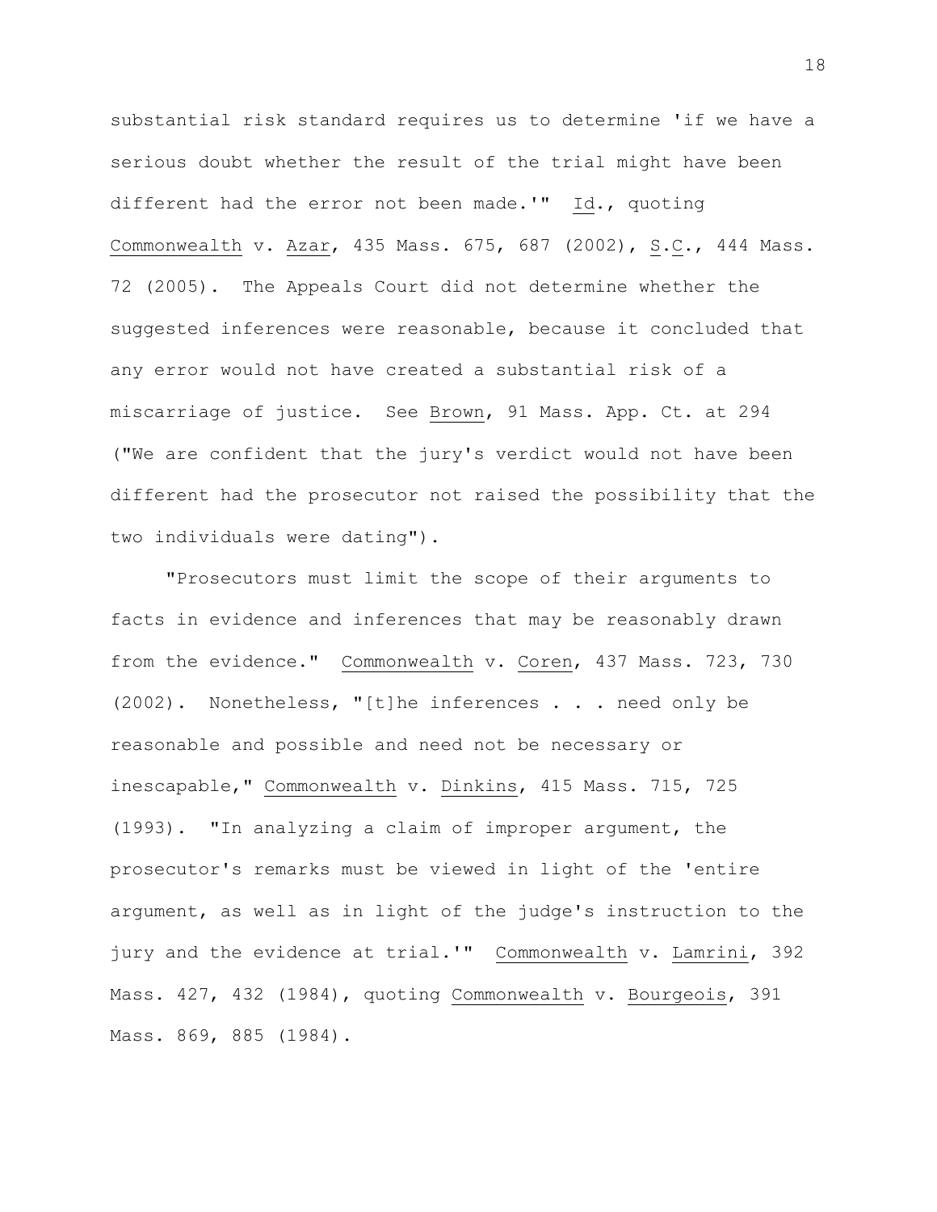substantial risk standard requires us to determine 'if we have a serious doubt whether the result of the trial might have been different had the error not been made.'" Id., quoting Commonwealth v. Azar, 435 Mass. 675, 687 (2002), S.C., 444 Mass. 72 (2005). The Appeals Court did not determine whether the suggested inferences were reasonable, because it concluded that any error would not have created a substantial risk of a miscarriage of justice. See Brown, 91 Mass. App. Ct. at 294 ("We are confident that the jury's verdict would not have been different had the prosecutor not raised the possibility that the two individuals were dating").

"Prosecutors must limit the scope of their arguments to facts in evidence and inferences that may be reasonably drawn from the evidence." Commonwealth v. Coren, 437 Mass. 723, 730 (2002). Nonetheless, "[t]he inferences . . . need only be reasonable and possible and need not be necessary or inescapable," Commonwealth v. Dinkins, 415 Mass. 715, 725 (1993). "In analyzing a claim of improper argument, the prosecutor's remarks must be viewed in light of the 'entire argument, as well as in light of the judge's instruction to the jury and the evidence at trial.'" Commonwealth v. Lamrini, 392 Mass. 427, 432 (1984), quoting Commonwealth v. Bourgeois, 391 Mass. 869, 885 (1984).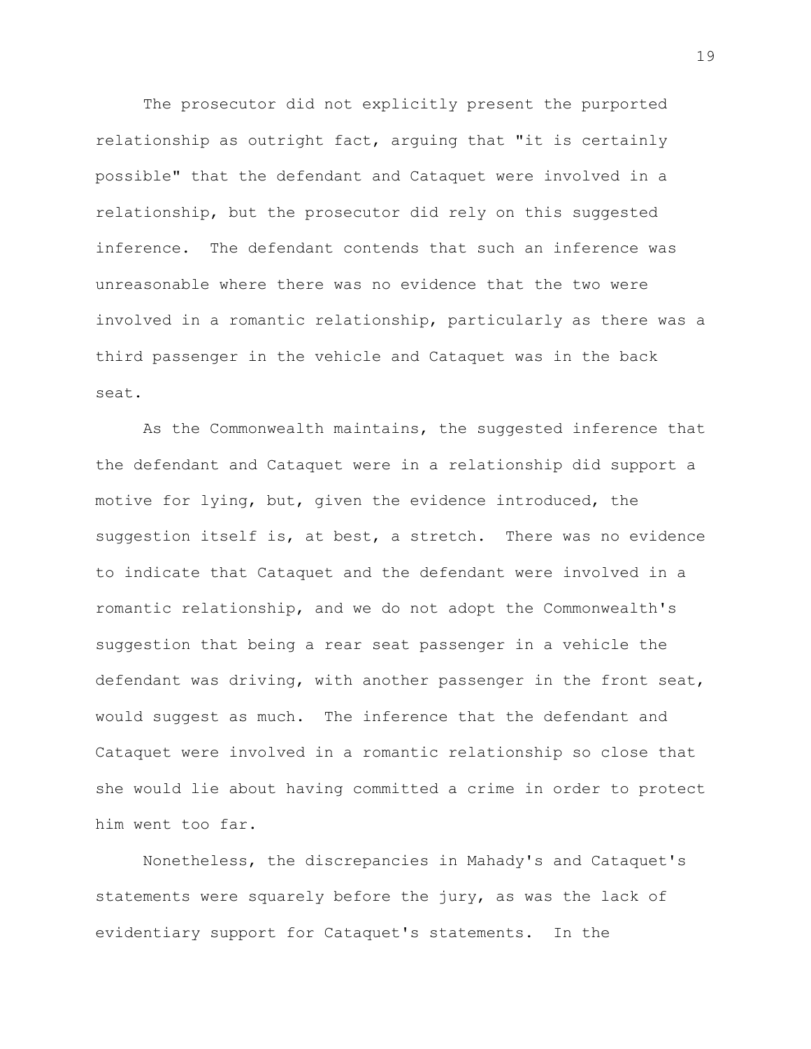The prosecutor did not explicitly present the purported relationship as outright fact, arguing that "it is certainly possible" that the defendant and Cataquet were involved in a relationship, but the prosecutor did rely on this suggested inference. The defendant contends that such an inference was unreasonable where there was no evidence that the two were involved in a romantic relationship, particularly as there was a third passenger in the vehicle and Cataquet was in the back seat.

As the Commonwealth maintains, the suggested inference that the defendant and Cataquet were in a relationship did support a motive for lying, but, given the evidence introduced, the suggestion itself is, at best, a stretch. There was no evidence to indicate that Cataquet and the defendant were involved in a romantic relationship, and we do not adopt the Commonwealth's suggestion that being a rear seat passenger in a vehicle the defendant was driving, with another passenger in the front seat, would suggest as much. The inference that the defendant and Cataquet were involved in a romantic relationship so close that she would lie about having committed a crime in order to protect him went too far.

Nonetheless, the discrepancies in Mahady's and Cataquet's statements were squarely before the jury, as was the lack of evidentiary support for Cataquet's statements. In the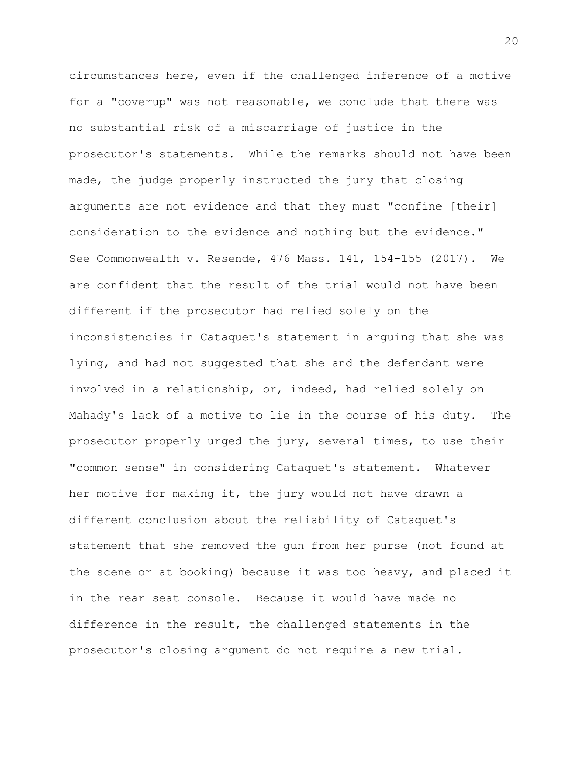circumstances here, even if the challenged inference of a motive for a "coverup" was not reasonable, we conclude that there was no substantial risk of a miscarriage of justice in the prosecutor's statements. While the remarks should not have been made, the judge properly instructed the jury that closing arguments are not evidence and that they must "confine [their] consideration to the evidence and nothing but the evidence." See Commonwealth v. Resende, 476 Mass. 141, 154-155 (2017). We are confident that the result of the trial would not have been different if the prosecutor had relied solely on the inconsistencies in Cataquet's statement in arguing that she was lying, and had not suggested that she and the defendant were involved in a relationship, or, indeed, had relied solely on Mahady's lack of a motive to lie in the course of his duty. The prosecutor properly urged the jury, several times, to use their "common sense" in considering Cataquet's statement. Whatever her motive for making it, the jury would not have drawn a different conclusion about the reliability of Cataquet's statement that she removed the gun from her purse (not found at the scene or at booking) because it was too heavy, and placed it in the rear seat console. Because it would have made no difference in the result, the challenged statements in the prosecutor's closing argument do not require a new trial.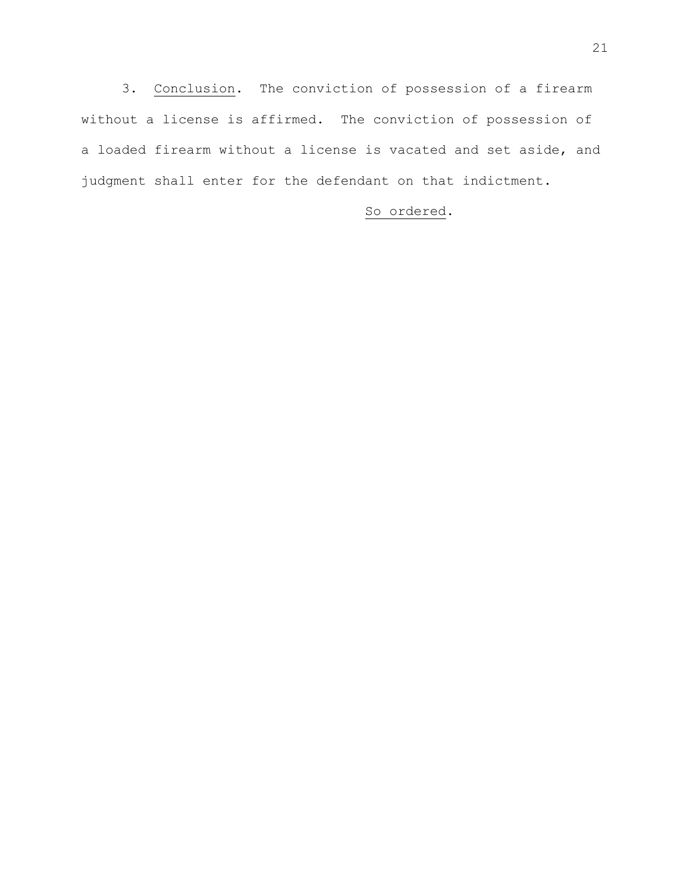3. Conclusion. The conviction of possession of a firearm without a license is affirmed. The conviction of possession of a loaded firearm without a license is vacated and set aside, and judgment shall enter for the defendant on that indictment.

So ordered.